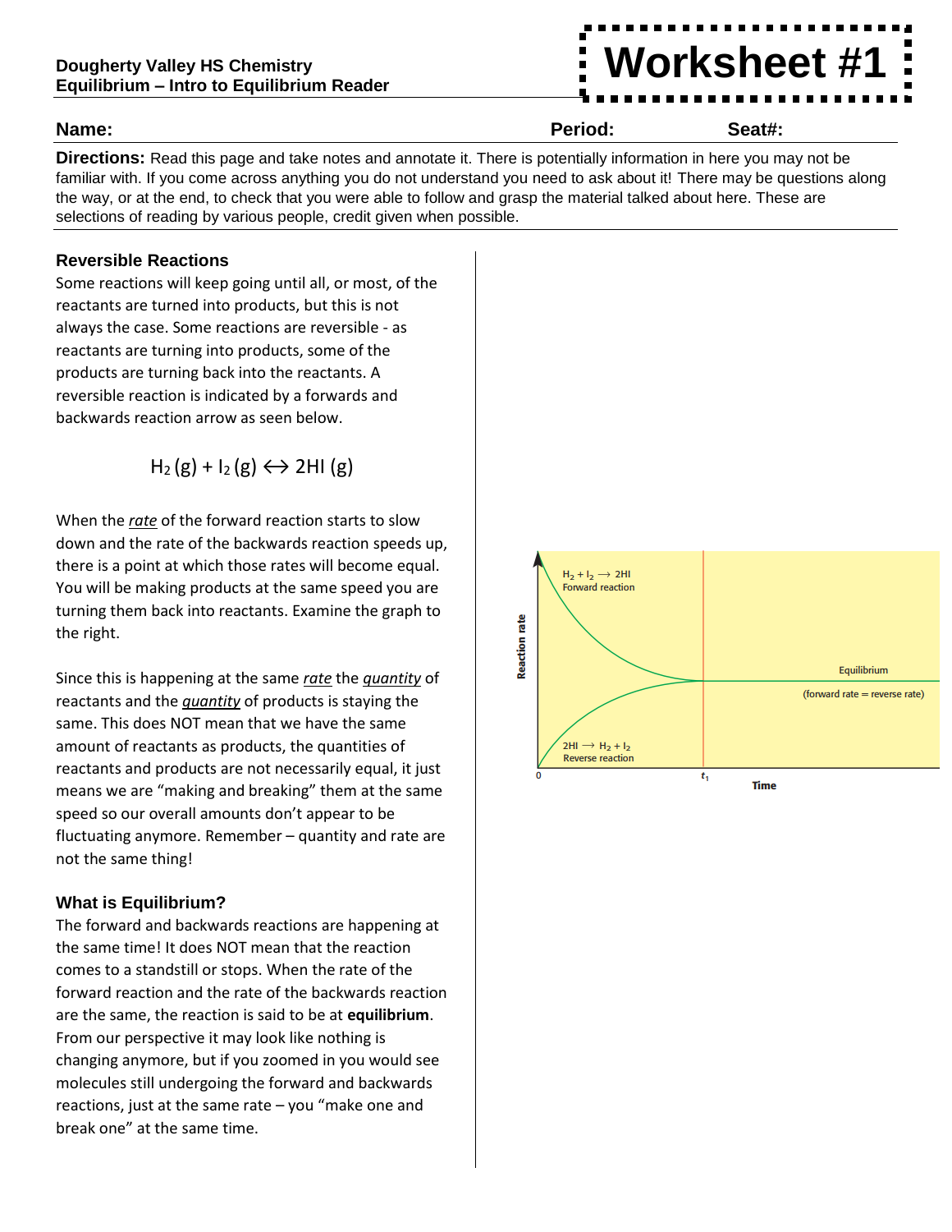**Dougherty Valley HS Chemistry**
**Equilibrium – Intro to Equilibrium Reader**

# Worksheet #1

**Name:** **Period:** **Seat#:**

**Directions:** Read this page and take notes and annotate it. There is potentially information in here you may not be familiar with. If you come across anything you do not understand you need to ask about it! There may be questions along the way, or at the end, to check that you were able to follow and grasp the material talked about here. These are selections of reading by various people, credit given when possible.

### Reversible Reactions

Some reactions will keep going until all, or most, of the reactants are turned into products, but this is not always the case. Some reactions are reversible - as reactants are turning into products, some of the products are turning back into the reactants. A reversible reaction is indicated by a forwards and backwards reaction arrow as seen below.

$$H_2\,(g) + I_2\,(g) \leftrightarrow 2HI\,(g)$$

When the *rate* of the forward reaction starts to slow down and the rate of the backwards reaction speeds up, there is a point at which those rates will become equal. You will be making products at the same speed you are turning them back into reactants. Examine the graph to the right.

Since this is happening at the same *rate* the *quantity* of reactants and the *quantity* of products is staying the same. This does NOT mean that we have the same amount of reactants as products, the quantities of reactants and products are not necessarily equal, it just means we are "making and breaking" them at the same speed so our overall amounts don't appear to be fluctuating anymore. Remember – quantity and rate are not the same thing!

### What is Equilibrium?

The forward and backwards reactions are happening at the same time! It does NOT mean that the reaction comes to a standstill or stops. When the rate of the forward reaction and the rate of the backwards reaction are the same, the reaction is said to be at **equilibrium**. From our perspective it may look like nothing is changing anymore, but if you zoomed in you would see molecules still undergoing the forward and backwards reactions, just at the same rate – you "make one and break one" at the same time.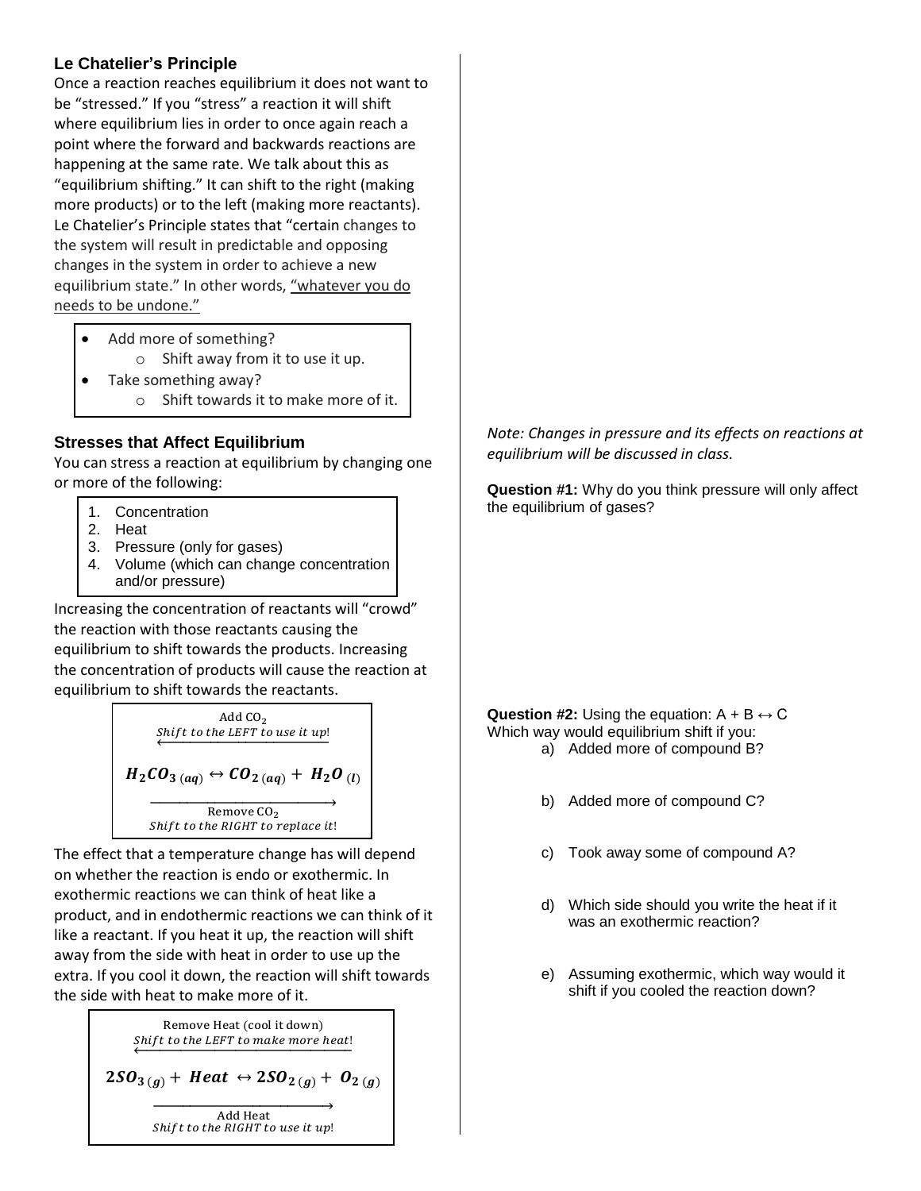## Le Chatelier's Principle

Once a reaction reaches equilibrium it does not want to be "stressed." If you "stress" a reaction it will shift where equilibrium lies in order to once again reach a point where the forward and backwards reactions are happening at the same rate. We talk about this as "equilibrium shifting." It can shift to the right (making more products) or to the left (making more reactants). Le Chatelier's Principle states that "certain changes to the system will result in predictable and opposing changes in the system in order to achieve a new equilibrium state." In other words, <u>"whatever you do needs to be undone."</u>

- Add more of something?
  - Shift away from it to use it up.
- Take something away?
  - Shift towards it to make more of it.

## Stresses that Affect Equilibrium

You can stress a reaction at equilibrium by changing one or more of the following:

1. Concentration
2. Heat
3. Pressure (only for gases)
4. Volume (which can change concentration and/or pressure)

Increasing the concentration of reactants will "crowd" the reaction with those reactants causing the equilibrium to shift towards the products. Increasing the concentration of products will cause the reaction at equilibrium to shift towards the reactants.

Add $CO_2$
*Shift to the LEFT to use it up!* ←

$$\boldsymbol{H_2CO_{3\,(aq)} \leftrightarrow CO_{2\,(aq)} + H_2O_{\,(l)}}$$

→ Remove $CO_2$
*Shift to the RIGHT to replace it!*

The effect that a temperature change has will depend on whether the reaction is endo or exothermic. In exothermic reactions we can think of heat like a product, and in endothermic reactions we can think of it like a reactant. If you heat it up, the reaction will shift away from the side with heat in order to use up the extra. If you cool it down, the reaction will shift towards the side with heat to make more of it.

Remove Heat (cool it down)
*Shift to the LEFT to make more heat!* ←

$$\boldsymbol{2SO_{3\,(g)} + Heat \leftrightarrow 2SO_{2\,(g)} + O_{2\,(g)}}$$

→ Add Heat
*Shift to the RIGHT to use it up!*

*Note: Changes in pressure and its effects on reactions at equilibrium will be discussed in class.*

**Question #1:** Why do you think pressure will only affect the equilibrium of gases?

**Question #2:** Using the equation: A + B ↔ C
Which way would equilibrium shift if you:

a) Added more of compound B?

b) Added more of compound C?

c) Took away some of compound A?

d) Which side should you write the heat if it was an exothermic reaction?

e) Assuming exothermic, which way would it shift if you cooled the reaction down?